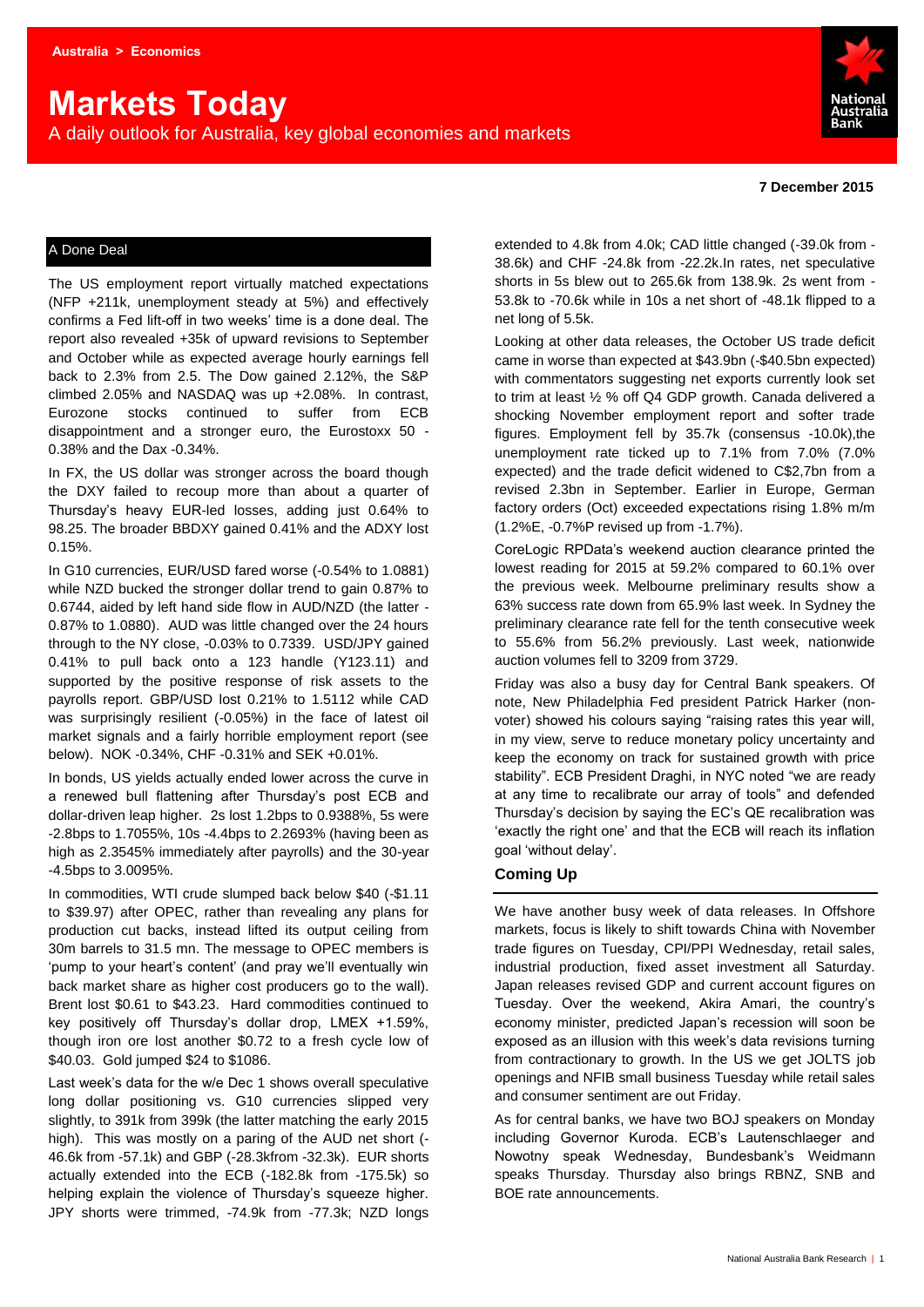Australia > Economics

# Markets Today

A daily outlook for Australia, key global economies and markets

**7 December 2015**

## A Done Deal

The US employment report virtually matched expectations (NFP +211k, unemployment steady at 5%) and effectively confirms a Fed lift-off in two weeks' time is a done deal. The report also revealed +35k of upward revisions to September and October while as expected average hourly earnings fell back to 2.3% from 2.5. The Dow gained 2.12%, the S&P climbed 2.05% and NASDAQ was up +2.08%. In contrast, Eurozone stocks continued to suffer from ECB disappointment and a stronger euro, the Eurostoxx 50 -0.38% and the Dax -0.34%.

In FX, the US dollar was stronger across the board though the DXY failed to recoup more than about a quarter of Thursday's heavy EUR-led losses, adding just 0.64% to 98.25. The broader BBDXY gained 0.41% and the ADXY lost 0.15%.

In G10 currencies, EUR/USD fared worse (-0.54% to 1.0881) while NZD bucked the stronger dollar trend to gain 0.87% to 0.6744, aided by left hand side flow in AUD/NZD (the latter -0.87% to 1.0880). AUD was little changed over the 24 hours through to the NY close, -0.03% to 0.7339. USD/JPY gained 0.41% to pull back onto a 123 handle (Y123.11) and supported by the positive response of risk assets to the payrolls report. GBP/USD lost 0.21% to 1.5112 while CAD was surprisingly resilient (-0.05%) in the face of latest oil market signals and a fairly horrible employment report (see below). NOK -0.34%, CHF -0.31% and SEK +0.01%.

In bonds, US yields actually ended lower across the curve in a renewed bull flattening after Thursday's post ECB and dollar-driven leap higher. 2s lost 1.2bps to 0.9388%, 5s were -2.8bps to 1.7055%, 10s -4.4bps to 2.2693% (having been as high as 2.3545% immediately after payrolls) and the 30-year -4.5bps to 3.0095%.

In commodities, WTI crude slumped back below $40 (-$1.11 to $39.97) after OPEC, rather than revealing any plans for production cut backs, instead lifted its output ceiling from 30m barrels to 31.5 mn. The message to OPEC members is 'pump to your heart's content' (and pray we'll eventually win back market share as higher cost producers go to the wall). Brent lost $0.61 to $43.23. Hard commodities continued to key positively off Thursday's dollar drop, LMEX +1.59%, though iron ore lost another $0.72 to a fresh cycle low of $40.03. Gold jumped $24 to $1086.

Last week's data for the w/e Dec 1 shows overall speculative long dollar positioning vs. G10 currencies slipped very slightly, to 391k from 399k (the latter matching the early 2015 high). This was mostly on a paring of the AUD net short (-46.6k from -57.1k) and GBP (-28.3kfrom -32.3k). EUR shorts actually extended into the ECB (-182.8k from -175.5k) so helping explain the violence of Thursday's squeeze higher. JPY shorts were trimmed, -74.9k from -77.3k; NZD longs extended to 4.8k from 4.0k; CAD little changed (-39.0k from -38.6k) and CHF -24.8k from -22.2k.In rates, net speculative shorts in 5s blew out to 265.6k from 138.9k. 2s went from -53.8k to -70.6k while in 10s a net short of -48.1k flipped to a net long of 5.5k.

Looking at other data releases, the October US trade deficit came in worse than expected at $43.9bn (-$40.5bn expected) with commentators suggesting net exports currently look set to trim at least ½ % off Q4 GDP growth. Canada delivered a shocking November employment report and softer trade figures. Employment fell by 35.7k (consensus -10.0k),the unemployment rate ticked up to 7.1% from 7.0% (7.0% expected) and the trade deficit widened to C$2,7bn from a revised 2.3bn in September. Earlier in Europe, German factory orders (Oct) exceeded expectations rising 1.8% m/m (1.2%E, -0.7%P revised up from -1.7%).

CoreLogic RPData's weekend auction clearance printed the lowest reading for 2015 at 59.2% compared to 60.1% over the previous week. Melbourne preliminary results show a 63% success rate down from 65.9% last week. In Sydney the preliminary clearance rate fell for the tenth consecutive week to 55.6% from 56.2% previously. Last week, nationwide auction volumes fell to 3209 from 3729.

Friday was also a busy day for Central Bank speakers. Of note, New Philadelphia Fed president Patrick Harker (non-voter) showed his colours saying "raising rates this year will, in my view, serve to reduce monetary policy uncertainty and keep the economy on track for sustained growth with price stability". ECB President Draghi, in NYC noted "we are ready at any time to recalibrate our array of tools" and defended Thursday's decision by saying the EC's QE recalibration was 'exactly the right one' and that the ECB will reach its inflation goal 'without delay'.

### Coming Up

We have another busy week of data releases. In Offshore markets, focus is likely to shift towards China with November trade figures on Tuesday, CPI/PPI Wednesday, retail sales, industrial production, fixed asset investment all Saturday. Japan releases revised GDP and current account figures on Tuesday. Over the weekend, Akira Amari, the country's economy minister, predicted Japan's recession will soon be exposed as an illusion with this week's data revisions turning from contractionary to growth. In the US we get JOLTS job openings and NFIB small business Tuesday while retail sales and consumer sentiment are out Friday.

As for central banks, we have two BOJ speakers on Monday including Governor Kuroda. ECB's Lautenschlaeger and Nowotny speak Wednesday, Bundesbank's Weidmann speaks Thursday. Thursday also brings RBNZ, SNB and BOE rate announcements.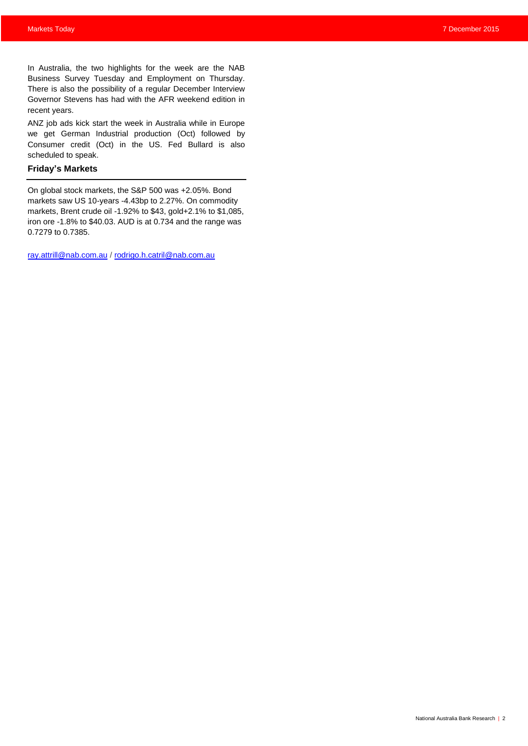In Australia, the two highlights for the week are the NAB Business Survey Tuesday and Employment on Thursday. There is also the possibility of a regular December Interview Governor Stevens has had with the AFR weekend edition in recent years.

ANZ job ads kick start the week in Australia while in Europe we get German Industrial production (Oct) followed by Consumer credit (Oct) in the US. Fed Bullard is also scheduled to speak.

## Friday's Markets

On global stock markets, the S&P 500 was +2.05%. Bond markets saw US 10-years -4.43bp to 2.27%. On commodity markets, Brent crude oil -1.92% to $43, gold+2.1% to $1,085, iron ore -1.8% to $40.03. AUD is at 0.734 and the range was 0.7279 to 0.7385.

ray.attrill@nab.com.au / rodrigo.h.catril@nab.com.au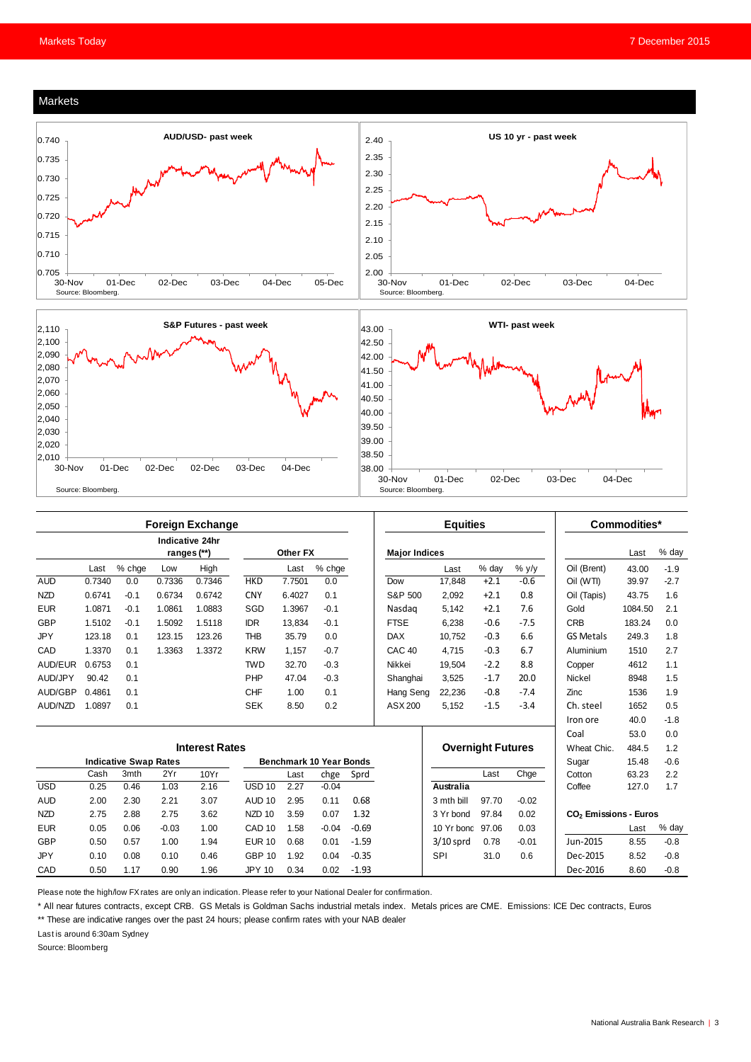## Markets

**AUD/USD- past week**

Source: Bloomberg.

**US 10 yr - past week**

Source: Bloomberg.

**S&P Futures - past week**

Source: Bloomberg.

**WTI- past week**

Source: Bloomberg.

### Foreign Exchange

| | | | Indicative 24hr ranges (**) | | | Other FX | | |
|---|---|---|---|---|---|---|---|---|
| | Last | % chge | Low | High | | Last | % chge | |
| AUD | 0.7340 | 0.0 | 0.7336 | 0.7346 | HKD | 7.7501 | 0.0 | |
| NZD | 0.6741 | -0.1 | 0.6734 | 0.6742 | CNY | 6.4027 | 0.1 | |
| EUR | 1.0871 | -0.1 | 1.0861 | 1.0883 | SGD | 1.3967 | -0.1 | |
| GBP | 1.5102 | -0.1 | 1.5092 | 1.5118 | IDR | 13,834 | -0.1 | |
| JPY | 123.18 | 0.1 | 123.15 | 123.26 | THB | 35.79 | 0.0 | |
| CAD | 1.3370 | 0.1 | 1.3363 | 1.3372 | KRW | 1,157 | -0.7 | |
| AUD/EUR | 0.6753 | 0.1 | | | TWD | 32.70 | -0.3 | |
| AUD/JPY | 90.42 | 0.1 | | | PHP | 47.04 | -0.3 | |
| AUD/GBP | 0.4861 | 0.1 | | | CHF | 1.00 | 0.1 | |
| AUD/NZD | 1.0897 | 0.1 | | | SEK | 8.50 | 0.2 | |

### Equities

| Major Indices | Last | % day | % y/y |
|---|---|---|---|
| Dow | 17,848 | +2.1 | -0.6 |
| S&P 500 | 2,092 | +2.1 | 0.8 |
| Nasdaq | 5,142 | +2.1 | 7.6 |
| FTSE | 6,238 | -0.6 | -7.5 |
| DAX | 10,752 | -0.3 | 6.6 |
| CAC 40 | 4,715 | -0.3 | 6.7 |
| Nikkei | 19,504 | -2.2 | 8.8 |
| Shanghai | 3,525 | -1.7 | 20.0 |
| Hang Seng | 22,236 | -0.8 | -7.4 |
| ASX 200 | 5,152 | -1.5 | -3.4 |

### Commodities*

| | Last | % day |
|---|---|---|
| Oil (Brent) | 43.00 | -1.9 |
| Oil (WTI) | 39.97 | -2.7 |
| Oil (Tapis) | 43.75 | 1.6 |
| Gold | 1084.50 | 2.1 |
| CRB | 183.24 | 0.0 |
| GS Metals | 249.3 | 1.8 |
| Aluminium | 1510 | 2.7 |
| Copper | 4612 | 1.1 |
| Nickel | 8948 | 1.5 |
| Zinc | 1536 | 1.9 |
| Ch. steel | 1652 | 0.5 |
| Iron ore | 40.0 | -1.8 |
| Coal | 53.0 | 0.0 |
| Wheat Chic. | 484.5 | 1.2 |
| Sugar | 15.48 | -0.6 |
| Cotton | 63.23 | 2.2 |
| Coffee | 127.0 | 1.7 |

### Interest Rates

| | Indicative Swap Rates | | | | Benchmark 10 Year Bonds | | | |
|---|---|---|---|---|---|---|---|---|
| | Cash | 3mth | 2Yr | 10Yr | | Last | chge | Sprd |
| USD | 0.25 | 0.46 | 1.03 | 2.16 | USD 10 | 2.27 | -0.04 | |
| AUD | 2.00 | 2.30 | 2.21 | 3.07 | AUD 10 | 2.95 | 0.11 | 0.68 |
| NZD | 2.75 | 2.88 | 2.75 | 3.62 | NZD 10 | 3.59 | 0.07 | 1.32 |
| EUR | 0.05 | 0.06 | -0.03 | 1.00 | CAD 10 | 1.58 | -0.04 | -0.69 |
| GBP | 0.50 | 0.57 | 1.00 | 1.94 | EUR 10 | 0.68 | 0.01 | -1.59 |
| JPY | 0.10 | 0.08 | 0.10 | 0.46 | GBP 10 | 1.92 | 0.04 | -0.35 |
| CAD | 0.50 | 1.17 | 0.90 | 1.96 | JPY 10 | 0.34 | 0.02 | -1.93 |

### Overnight Futures

| | Last | Chge |
|---|---|---|
| **Australia** | | |
| 3 mth bill | 97.70 | -0.02 |
| 3 Yr bond | 97.84 | 0.02 |
| 10 Yr bond | 97.06 | 0.03 |
| 3/10 sprd | 0.78 | -0.01 |
| SPI | 31.0 | 0.6 |

### $CO_2$ Emissions - Euros

| | Last | % day |
|---|---|---|
| Jun-2015 | 8.55 | -0.8 |
| Dec-2015 | 8.52 | -0.8 |
| Dec-2016 | 8.60 | -0.8 |

Please note the high/low FX rates are only an indication. Please refer to your National Dealer for confirmation.

* All near futures contracts, except CRB. GS Metals is Goldman Sachs industrial metals index. Metals prices are CME. Emissions: ICE Dec contracts, Euros

** These are indicative ranges over the past 24 hours; please confirm rates with your NAB dealer

Last is around 6:30am Sydney

Source: Bloomberg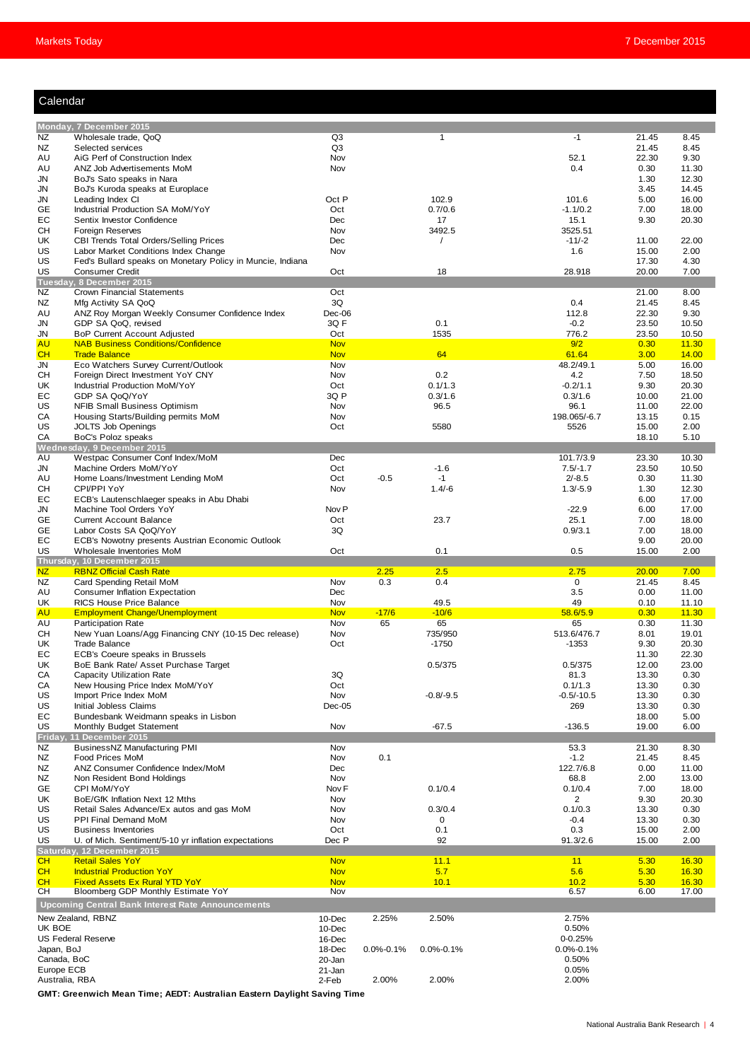## Calendar

| | | | | | | | |
|---|---|---|---|---|---|---|---|
| **Monday, 7 December 2015** | | | | | | | |
| NZ | Wholesale trade, QoQ | Q3 | | 1 | -1 | 21.45 | 8.45 |
| NZ | Selected services | Q3 | | | | 21.45 | 8.45 |
| AU | AiG Perf of Construction Index | Nov | | | 52.1 | 22.30 | 9.30 |
| AU | ANZ Job Advertisements MoM | Nov | | | 0.4 | 0.30 | 11.30 |
| JN | BoJ's Sato speaks in Nara | | | | | 1.30 | 12.30 |
| JN | BoJ's Kuroda speaks at Europlace | | | | | 3.45 | 14.45 |
| JN | Leading Index CI | Oct P | | 102.9 | 101.6 | 5.00 | 16.00 |
| GE | Industrial Production SA MoM/YoY | Oct | | 0.7/0.6 | -1.1/0.2 | 7.00 | 18.00 |
| EC | Sentix Investor Confidence | Dec | | 17 | 15.1 | 9.30 | 20.30 |
| CH | Foreign Reserves | Nov | | 3492.5 | 3525.51 | | |
| UK | CBI Trends Total Orders/Selling Prices | Dec | | / | -11/-2 | 11.00 | 22.00 |
| US | Labor Market Conditions Index Change | Nov | | | 1.6 | 15.00 | 2.00 |
| US | Fed's Bullard speaks on Monetary Policy in Muncie, Indiana | | | | | 17.30 | 4.30 |
| US | Consumer Credit | Oct | | 18 | 28.918 | 20.00 | 7.00 |
| **Tuesday, 8 December 2015** | | | | | | | |
| NZ | Crown Financial Statements | Oct | | | | 21.00 | 8.00 |
| NZ | Mfg Activity SA QoQ | 3Q | | | 0.4 | 21.45 | 8.45 |
| AU | ANZ Roy Morgan Weekly Consumer Confidence Index | Dec-06 | | | 112.8 | 22.30 | 9.30 |
| JN | GDP SA QoQ, revised | 3Q F | | 0.1 | -0.2 | 23.50 | 10.50 |
| JN | BoP Current Account Adjusted | Oct | | 1535 | 776.2 | 23.50 | 10.50 |
| AU | NAB Business Conditions/Confidence | Nov | | | 9/2 | 0.30 | 11.30 |
| CH | Trade Balance | Nov | | 64 | 61.64 | 3.00 | 14.00 |
| JN | Eco Watchers Survey Current/Outlook | Nov | | | 48.2/49.1 | 5.00 | 16.00 |
| CH | Foreign Direct Investment YoY CNY | Nov | | 0.2 | 4.2 | 7.50 | 18.50 |
| UK | Industrial Production MoM/YoY | Oct | | 0.1/1.3 | -0.2/1.1 | 9.30 | 20.30 |
| EC | GDP SA QoQ/YoY | 3Q P | | 0.3/1.6 | 0.3/1.6 | 10.00 | 21.00 |
| US | NFIB Small Business Optimism | Nov | | 96.5 | 96.1 | 11.00 | 22.00 |
| CA | Housing Starts/Building permits MoM | Nov | | | 198.065/-6.7 | 13.15 | 0.15 |
| US | JOLTS Job Openings | Oct | | 5580 | 5526 | 15.00 | 2.00 |
| CA | BoC's Poloz speaks | | | | | 18.10 | 5.10 |
| **Wednesday, 9 December 2015** | | | | | | | |
| AU | Westpac Consumer Conf Index/MoM | Dec | | | 101.7/3.9 | 23.30 | 10.30 |
| JN | Machine Orders MoM/YoY | Oct | | -1.6 | 7.5/-1.7 | 23.50 | 10.50 |
| AU | Home Loans/Investment Lending MoM | Oct | -0.5 | -1 | 2/-8.5 | 0.30 | 11.30 |
| CH | CPI/PPI YoY | Nov | | 1.4/-6 | 1.3/-5.9 | 1.30 | 12.30 |
| EC | ECB's Lautenschlaeger speaks in Abu Dhabi | | | | | 6.00 | 17.00 |
| JN | Machine Tool Orders YoY | Nov P | | | -22.9 | 6.00 | 17.00 |
| GE | Current Account Balance | Oct | | 23.7 | 25.1 | 7.00 | 18.00 |
| GE | Labor Costs SA QoQ/YoY | 3Q | | | 0.9/3.1 | 7.00 | 18.00 |
| EC | ECB's Nowotny presents Austrian Economic Outlook | | | | | 9.00 | 20.00 |
| US | Wholesale Inventories MoM | Oct | | 0.1 | 0.5 | 15.00 | 2.00 |
| **Thursday, 10 December 2015** | | | | | | | |
| NZ | RBNZ Official Cash Rate | | 2.25 | 2.5 | 2.75 | 20.00 | 7.00 |
| NZ | Card Spending Retail MoM | Nov | 0.3 | 0.4 | 0 | 21.45 | 8.45 |
| AU | Consumer Inflation Expectation | Dec | | | 3.5 | 0.00 | 11.00 |
| UK | RICS House Price Balance | Nov | | 49.5 | 49 | 0.10 | 11.10 |
| AU | Employment Change/Unemployment | Nov | -17/6 | -10/6 | 58.6/5.9 | 0.30 | 11.30 |
| AU | Participation Rate | Nov | 65 | 65 | 65 | 0.30 | 11.30 |
| CH | New Yuan Loans/Agg Financing CNY (10-15 Dec release) | Nov | | 735/950 | 513.6/476.7 | 8.01 | 19.01 |
| UK | Trade Balance | Oct | | -1750 | -1353 | 9.30 | 20.30 |
| EC | ECB's Coeure speaks in Brussels | | | | | 11.30 | 22.30 |
| UK | BoE Bank Rate/ Asset Purchase Target | | | 0.5/375 | 0.5/375 | 12.00 | 23.00 |
| CA | Capacity Utilization Rate | 3Q | | | 81.3 | 13.30 | 0.30 |
| CA | New Housing Price Index MoM/YoY | Oct | | | 0.1/1.3 | 13.30 | 0.30 |
| US | Import Price Index MoM | Nov | | -0.8/-9.5 | -0.5/-10.5 | 13.30 | 0.30 |
| US | Initial Jobless Claims | Dec-05 | | | 269 | 13.30 | 0.30 |
| EC | Bundesbank Weidmann speaks in Lisbon | | | | | 18.00 | 5.00 |
| US | Monthly Budget Statement | Nov | | -67.5 | -136.5 | 19.00 | 6.00 |
| **Friday, 11 December 2015** | | | | | | | |
| NZ | BusinessNZ Manufacturing PMI | Nov | | | 53.3 | 21.30 | 8.30 |
| NZ | Food Prices MoM | Nov | 0.1 | | -1.2 | 21.45 | 8.45 |
| NZ | ANZ Consumer Confidence Index/MoM | Dec | | | 122.7/6.8 | 0.00 | 11.00 |
| NZ | Non Resident Bond Holdings | Nov | | | 68.8 | 2.00 | 13.00 |
| GE | CPI MoM/YoY | Nov F | | 0.1/0.4 | 0.1/0.4 | 7.00 | 18.00 |
| UK | BoE/GfK Inflation Next 12 Mths | Nov | | | 2 | 9.30 | 20.30 |
| US | Retail Sales Advance/Ex autos and gas MoM | Nov | | 0.3/0.4 | 0.1/0.3 | 13.30 | 0.30 |
| US | PPI Final Demand MoM | Nov | | 0 | -0.4 | 13.30 | 0.30 |
| US | Business Inventories | Oct | | 0.1 | 0.3 | 15.00 | 2.00 |
| US | U. of Mich. Sentiment/5-10 yr inflation expectations | Dec P | | 92 | 91.3/2.6 | 15.00 | 2.00 |
| **Saturday, 12 December 2015** | | | | | | | |
| CH | Retail Sales YoY | Nov | | 11.1 | 11 | 5.30 | 16.30 |
| CH | Industrial Production YoY | Nov | | 5.7 | 5.6 | 5.30 | 16.30 |
| CH | Fixed Assets Ex Rural YTD YoY | Nov | | 10.1 | 10.2 | 5.30 | 16.30 |
| CH | Bloomberg GDP Monthly Estimate YoY | Nov | | | 6.57 | 6.00 | 17.00 |

**Upcoming Central Bank Interest Rate Announcements**

| | | | | |
|---|---|---|---|---|
| New Zealand, RBNZ | 10-Dec | 2.25% | 2.50% | 2.75% |
| UK BOE | 10-Dec | | | 0.50% |
| US Federal Reserve | 16-Dec | | | 0-0.25% |
| Japan, BoJ | 18-Dec | 0.0%-0.1% | 0.0%-0.1% | 0.0%-0.1% |
| Canada, BoC | 20-Jan | | | 0.50% |
| Europe ECB | 21-Jan | | | 0.05% |
| Australia, RBA | 2-Feb | 2.00% | 2.00% | 2.00% |

**GMT: Greenwich Mean Time; AEDT: Australian Eastern Daylight Saving Time**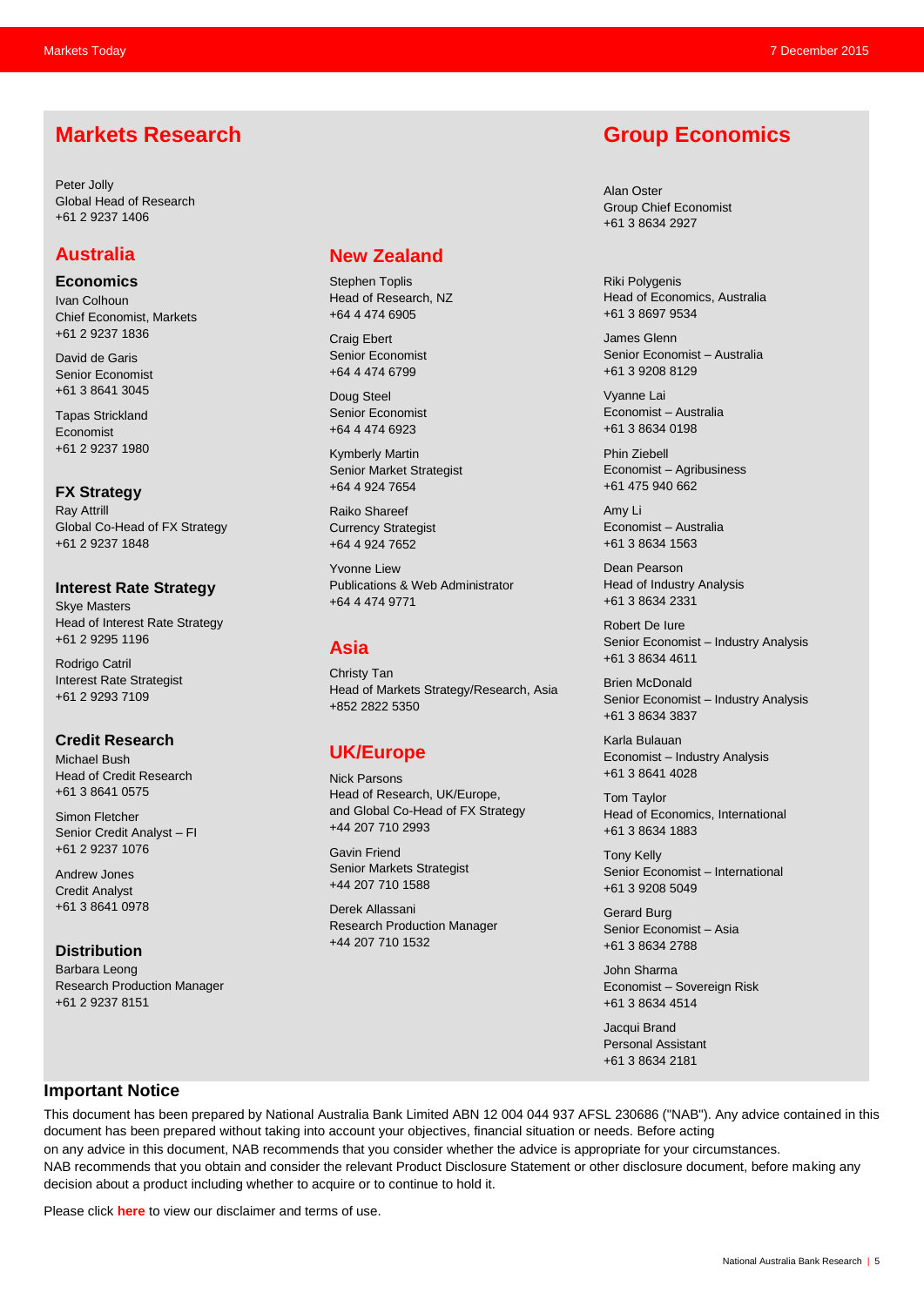# Markets Research

Peter Jolly
Global Head of Research
+61 2 9237 1406

## Australia

### Economics

Ivan Colhoun
Chief Economist, Markets
+61 2 9237 1836

David de Garis
Senior Economist
+61 3 8641 3045

Tapas Strickland
Economist
+61 2 9237 1980

### FX Strategy

Ray Attrill
Global Co-Head of FX Strategy
+61 2 9237 1848

### Interest Rate Strategy

Skye Masters
Head of Interest Rate Strategy
+61 2 9295 1196

Rodrigo Catril
Interest Rate Strategist
+61 2 9293 7109

### Credit Research

Michael Bush
Head of Credit Research
+61 3 8641 0575

Simon Fletcher
Senior Credit Analyst – FI
+61 2 9237 1076

Andrew Jones
Credit Analyst
+61 3 8641 0978

### Distribution

Barbara Leong
Research Production Manager
+61 2 9237 8151

## New Zealand

Stephen Toplis
Head of Research, NZ
+64 4 474 6905

Craig Ebert
Senior Economist
+64 4 474 6799

Doug Steel
Senior Economist
+64 4 474 6923

Kymberly Martin
Senior Market Strategist
+64 4 924 7654

Raiko Shareef
Currency Strategist
+64 4 924 7652

Yvonne Liew
Publications & Web Administrator
+64 4 474 9771

## Asia

Christy Tan
Head of Markets Strategy/Research, Asia
+852 2822 5350

## UK/Europe

Nick Parsons
Head of Research, UK/Europe,
and Global Co-Head of FX Strategy
+44 207 710 2993

Gavin Friend
Senior Markets Strategist
+44 207 710 1588

Derek Allassani
Research Production Manager
+44 207 710 1532

# Group Economics

Alan Oster
Group Chief Economist
+61 3 8634 2927

Riki Polygenis
Head of Economics, Australia
+61 3 8697 9534

James Glenn
Senior Economist – Australia
+61 3 9208 8129

Vyanne Lai
Economist – Australia
+61 3 8634 0198

Phin Ziebell
Economist – Agribusiness
+61 475 940 662

Amy Li
Economist – Australia
+61 3 8634 1563

Dean Pearson
Head of Industry Analysis
+61 3 8634 2331

Robert De Iure
Senior Economist – Industry Analysis
+61 3 8634 4611

Brien McDonald
Senior Economist – Industry Analysis
+61 3 8634 3837

Karla Bulauan
Economist – Industry Analysis
+61 3 8641 4028

Tom Taylor
Head of Economics, International
+61 3 8634 1883

Tony Kelly
Senior Economist – International
+61 3 9208 5049

Gerard Burg
Senior Economist – Asia
+61 3 8634 2788

John Sharma
Economist – Sovereign Risk
+61 3 8634 4514

Jacqui Brand
Personal Assistant
+61 3 8634 2181

## Important Notice

This document has been prepared by National Australia Bank Limited ABN 12 004 044 937 AFSL 230686 ("NAB"). Any advice contained in this document has been prepared without taking into account your objectives, financial situation or needs. Before acting on any advice in this document, NAB recommends that you consider whether the advice is appropriate for your circumstances. NAB recommends that you obtain and consider the relevant Product Disclosure Statement or other disclosure document, before making any decision about a product including whether to acquire or to continue to hold it.

Please click **here** to view our disclaimer and terms of use.